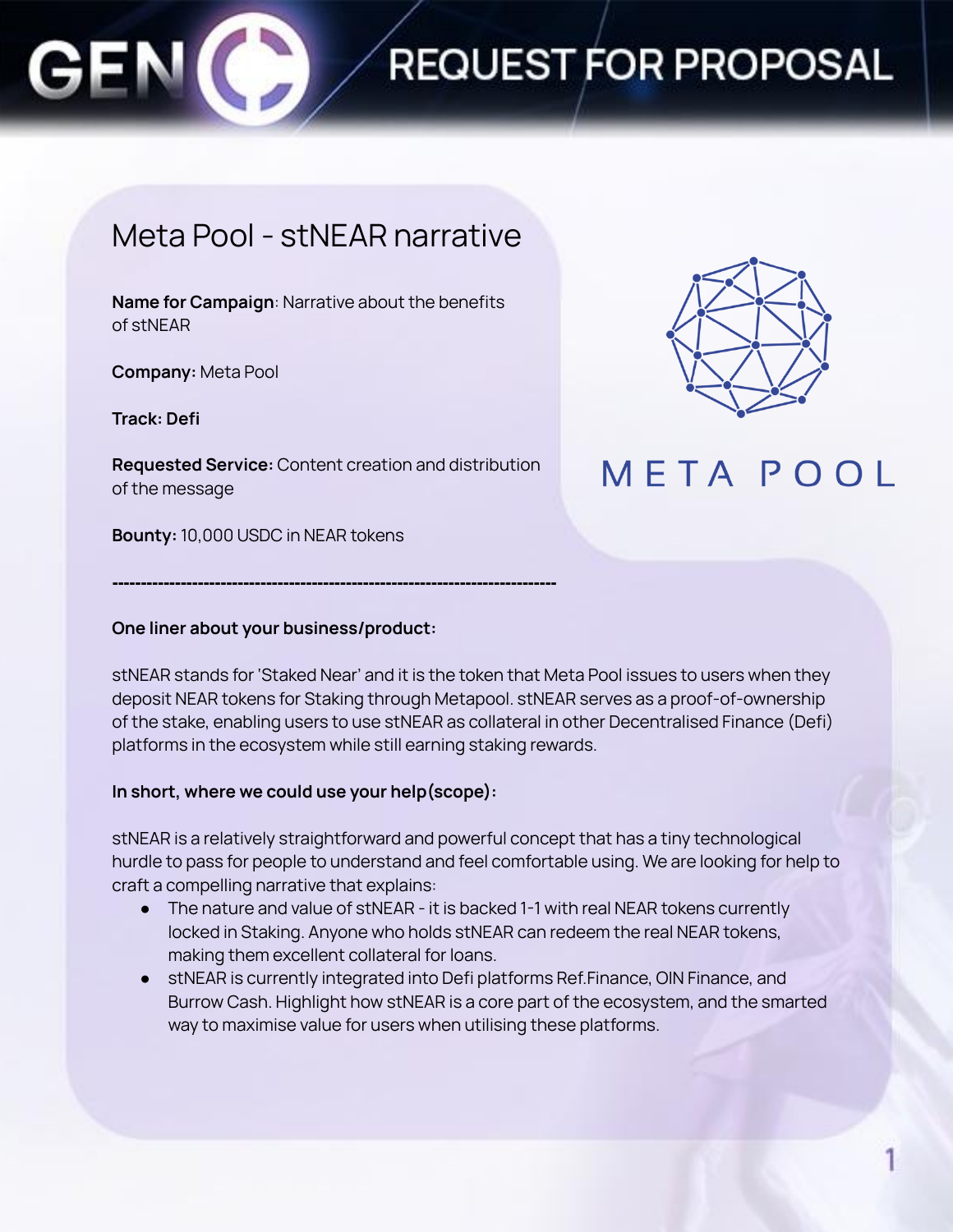# REQUEST FOR PROPOSAL

## Meta Pool - stNEAR narrative

**Name for Campaign**: Narrative about the benefits of stNEAR

**Company:** Meta Pool

**Track: Defi**

**Requested Service:** Content creation and distribution of the message

**Bounty:** 10,000 USDC in NEAR tokens

---

**One liner about your business/product:**

stNEAR stands for 'Staked Near' and it is the token that Meta Pool issues to users when they deposit NEAR tokens for Staking through Metapool. stNEAR serves as a proof-of-ownership of the stake, enabling users to use stNEAR as collateral in other Decentralised Finance (Defi) platforms in the ecosystem while still earning staking rewards.

**In short, where we could use your help(scope):**

stNEAR is a relatively straightforward and powerful concept that has a tiny technological hurdle to pass for people to understand and feel comfortable using. We are looking for help to craft a compelling narrative that explains:

- The nature and value of stNEAR - it is backed 1-1 with real NEAR tokens currently locked in Staking. Anyone who holds stNEAR can redeem the real NEAR tokens, making them excellent collateral for loans.
- stNEAR is currently integrated into Defi platforms Ref.Finance, OIN Finance, and Burrow Cash. Highlight how stNEAR is a core part of the ecosystem, and the smarted way to maximise value for users when utilising these platforms.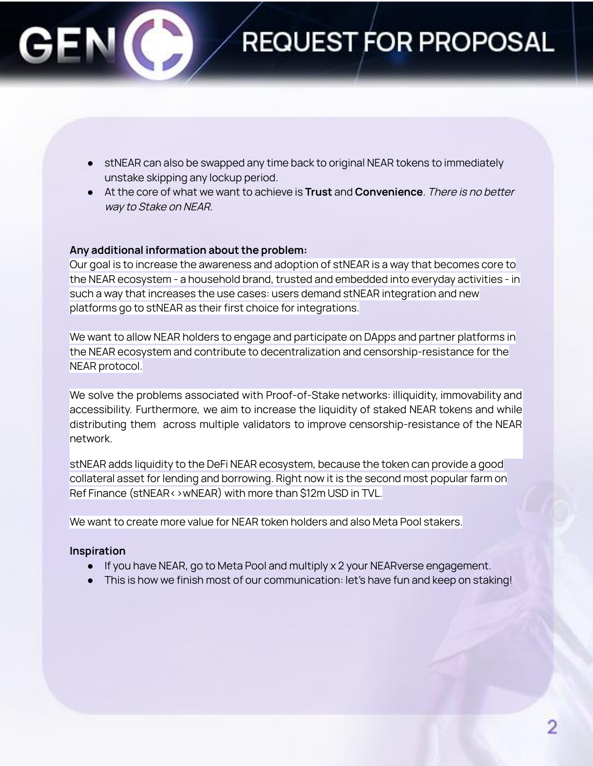- stNEAR can also be swapped any time back to original NEAR tokens to immediately unstake skipping any lockup period.
- At the core of what we want to achieve is **Trust** and **Convenience**. *There is no better way to Stake on NEAR.*

**Any additional information about the problem:**

Our goal is to increase the awareness and adoption of stNEAR is a way that becomes core to the NEAR ecosystem - a household brand, trusted and embedded into everyday activities - in such a way that increases the use cases: users demand stNEAR integration and new platforms go to stNEAR as their first choice for integrations.

We want to allow NEAR holders to engage and participate on DApps and partner platforms in the NEAR ecosystem and contribute to decentralization and censorship-resistance for the NEAR protocol.

We solve the problems associated with Proof-of-Stake networks: illiquidity, immovability and accessibility. Furthermore, we aim to increase the liquidity of staked NEAR tokens and while distributing them across multiple validators to improve censorship-resistance of the NEAR network.

stNEAR adds liquidity to the DeFi NEAR ecosystem, because the token can provide a good collateral asset for lending and borrowing. Right now it is the second most popular farm on Ref Finance (stNEAR< >wNEAR) with more than $12m USD in TVL.

We want to create more value for NEAR token holders and also Meta Pool stakers.

**Inspiration**

- If you have NEAR, go to Meta Pool and multiply x 2 your NEARverse engagement.
- This is how we finish most of our communication: let's have fun and keep on staking!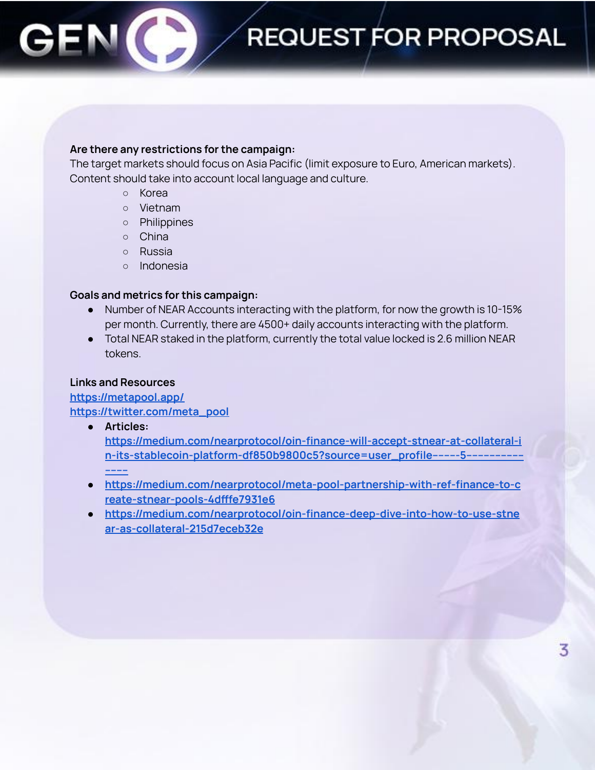**Are there any restrictions for the campaign:**

The target markets should focus on Asia Pacific (limit exposure to Euro, American markets). Content should take into account local language and culture.

- Korea
- Vietnam
- Philippines
- China
- Russia
- Indonesia

**Goals and metrics for this campaign:**

- Number of NEAR Accounts interacting with the platform, for now the growth is 10-15% per month. Currently, there are 4500+ daily accounts interacting with the platform.
- Total NEAR staked in the platform, currently the total value locked is 2.6 million NEAR tokens.

**Links and Resources**

https://metapool.app/

https://twitter.com/meta_pool

- **Articles:** https://medium.com/nearprotocol/oin-finance-will-accept-stnear-at-collateral-in-its-stablecoin-platform-df850b9800c5?source=user_profile---------5----------------
- https://medium.com/nearprotocol/meta-pool-partnership-with-ref-finance-to-create-stnear-pools-4dfffe7931e6
- https://medium.com/nearprotocol/oin-finance-deep-dive-into-how-to-use-stnear-as-collateral-215d7eceb32e